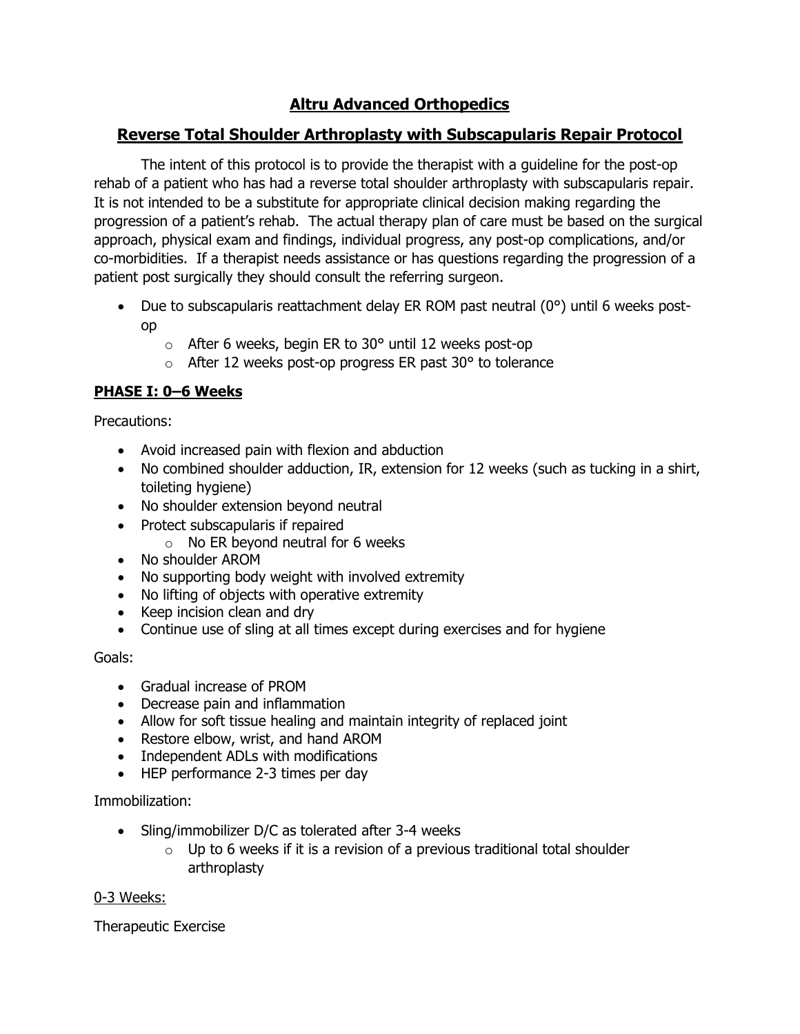# Altru Advanced Orthopedics

## Reverse Total Shoulder Arthroplasty with Subscapularis Repair Protocol

The intent of this protocol is to provide the therapist with a guideline for the post-op rehab of a patient who has had a reverse total shoulder arthroplasty with subscapularis repair. It is not intended to be a substitute for appropriate clinical decision making regarding the progression of a patient's rehab. The actual therapy plan of care must be based on the surgical approach, physical exam and findings, individual progress, any post-op complications, and/or co-morbidities. If a therapist needs assistance or has questions regarding the progression of a patient post surgically they should consult the referring surgeon.

- Due to subscapularis reattachment delay ER ROM past neutral (0°) until 6 weeks post-op
    - After 6 weeks, begin ER to 30° until 12 weeks post-op
    - After 12 weeks post-op progress ER past 30° to tolerance

### PHASE I: 0–6 Weeks

Precautions:

- Avoid increased pain with flexion and abduction
- No combined shoulder adduction, IR, extension for 12 weeks (such as tucking in a shirt, toileting hygiene)
- No shoulder extension beyond neutral
- Protect subscapularis if repaired
    - No ER beyond neutral for 6 weeks
- No shoulder AROM
- No supporting body weight with involved extremity
- No lifting of objects with operative extremity
- Keep incision clean and dry
- Continue use of sling at all times except during exercises and for hygiene

Goals:

- Gradual increase of PROM
- Decrease pain and inflammation
- Allow for soft tissue healing and maintain integrity of replaced joint
- Restore elbow, wrist, and hand AROM
- Independent ADLs with modifications
- HEP performance 2-3 times per day

Immobilization:

- Sling/immobilizer D/C as tolerated after 3-4 weeks
    - Up to 6 weeks if it is a revision of a previous traditional total shoulder arthroplasty

0-3 Weeks:

Therapeutic Exercise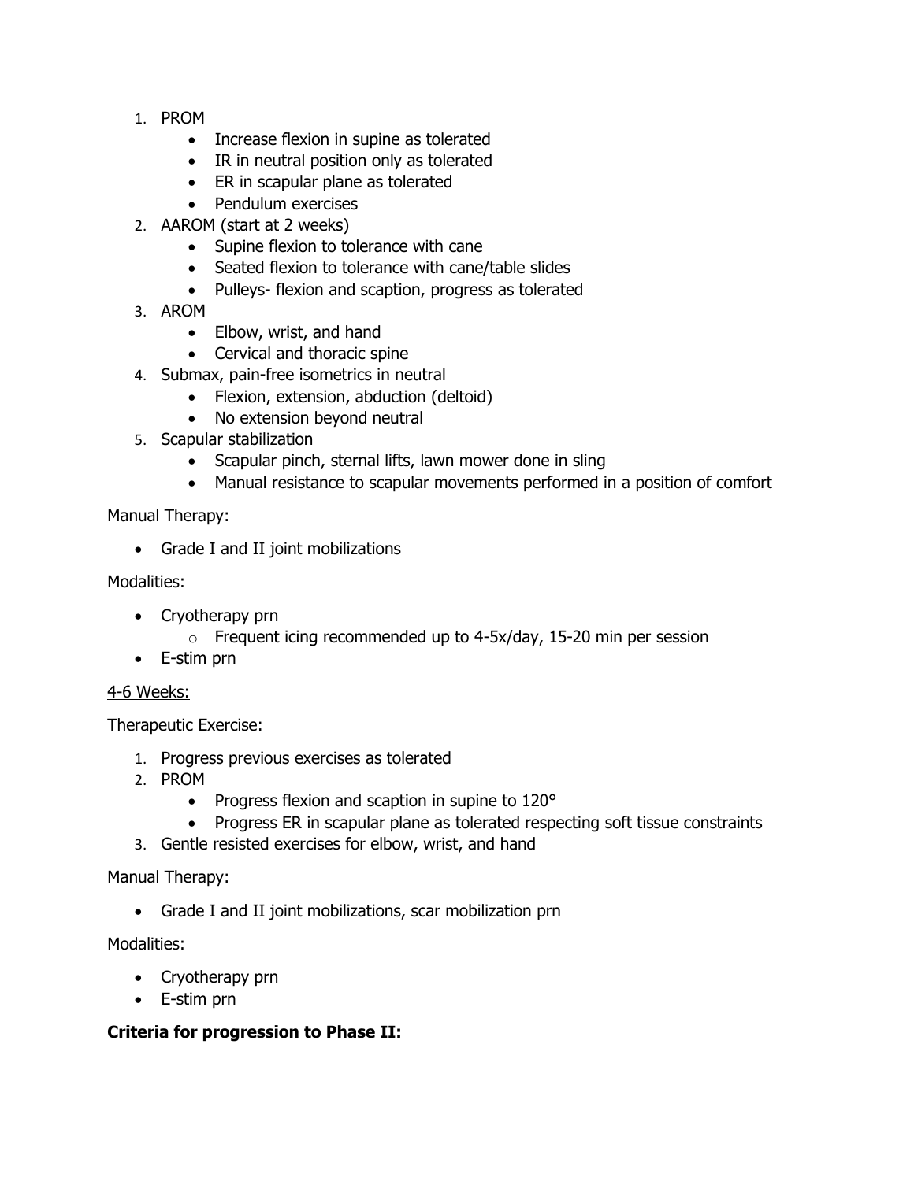1. PROM
   - Increase flexion in supine as tolerated
   - IR in neutral position only as tolerated
   - ER in scapular plane as tolerated
   - Pendulum exercises
2. AAROM (start at 2 weeks)
   - Supine flexion to tolerance with cane
   - Seated flexion to tolerance with cane/table slides
   - Pulleys- flexion and scaption, progress as tolerated
3. AROM
   - Elbow, wrist, and hand
   - Cervical and thoracic spine
4. Submax, pain-free isometrics in neutral
   - Flexion, extension, abduction (deltoid)
   - No extension beyond neutral
5. Scapular stabilization
   - Scapular pinch, sternal lifts, lawn mower done in sling
   - Manual resistance to scapular movements performed in a position of comfort

Manual Therapy:

- Grade I and II joint mobilizations

Modalities:

- Cryotherapy prn
  - Frequent icing recommended up to 4-5x/day, 15-20 min per session
- E-stim prn

<u>4-6 Weeks:</u>

Therapeutic Exercise:

1. Progress previous exercises as tolerated
2. PROM
   - Progress flexion and scaption in supine to 120°
   - Progress ER in scapular plane as tolerated respecting soft tissue constraints
3. Gentle resisted exercises for elbow, wrist, and hand

Manual Therapy:

- Grade I and II joint mobilizations, scar mobilization prn

Modalities:

- Cryotherapy prn
- E-stim prn

**Criteria for progression to Phase II:**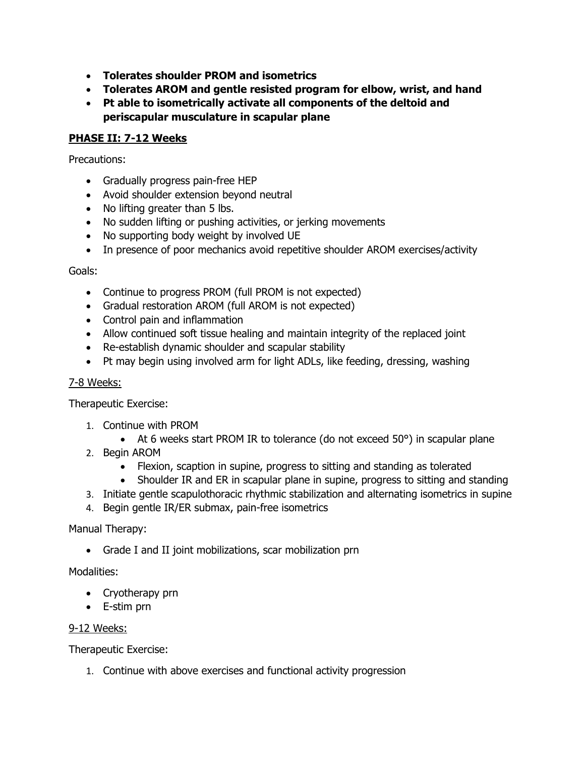- **Tolerates shoulder PROM and isometrics**
- **Tolerates AROM and gentle resisted program for elbow, wrist, and hand**
- **Pt able to isometrically activate all components of the deltoid and periscapular musculature in scapular plane**

## PHASE II: 7-12 Weeks

Precautions:

- Gradually progress pain-free HEP
- Avoid shoulder extension beyond neutral
- No lifting greater than 5 lbs.
- No sudden lifting or pushing activities, or jerking movements
- No supporting body weight by involved UE
- In presence of poor mechanics avoid repetitive shoulder AROM exercises/activity

Goals:

- Continue to progress PROM (full PROM is not expected)
- Gradual restoration AROM (full AROM is not expected)
- Control pain and inflammation
- Allow continued soft tissue healing and maintain integrity of the replaced joint
- Re-establish dynamic shoulder and scapular stability
- Pt may begin using involved arm for light ADLs, like feeding, dressing, washing

### 7-8 Weeks:

Therapeutic Exercise:

1. Continue with PROM
   - At 6 weeks start PROM IR to tolerance (do not exceed 50°) in scapular plane
2. Begin AROM
   - Flexion, scaption in supine, progress to sitting and standing as tolerated
   - Shoulder IR and ER in scapular plane in supine, progress to sitting and standing
3. Initiate gentle scapulothoracic rhythmic stabilization and alternating isometrics in supine
4. Begin gentle IR/ER submax, pain-free isometrics

Manual Therapy:

- Grade I and II joint mobilizations, scar mobilization prn

Modalities:

- Cryotherapy prn
- E-stim prn

### 9-12 Weeks:

Therapeutic Exercise:

1. Continue with above exercises and functional activity progression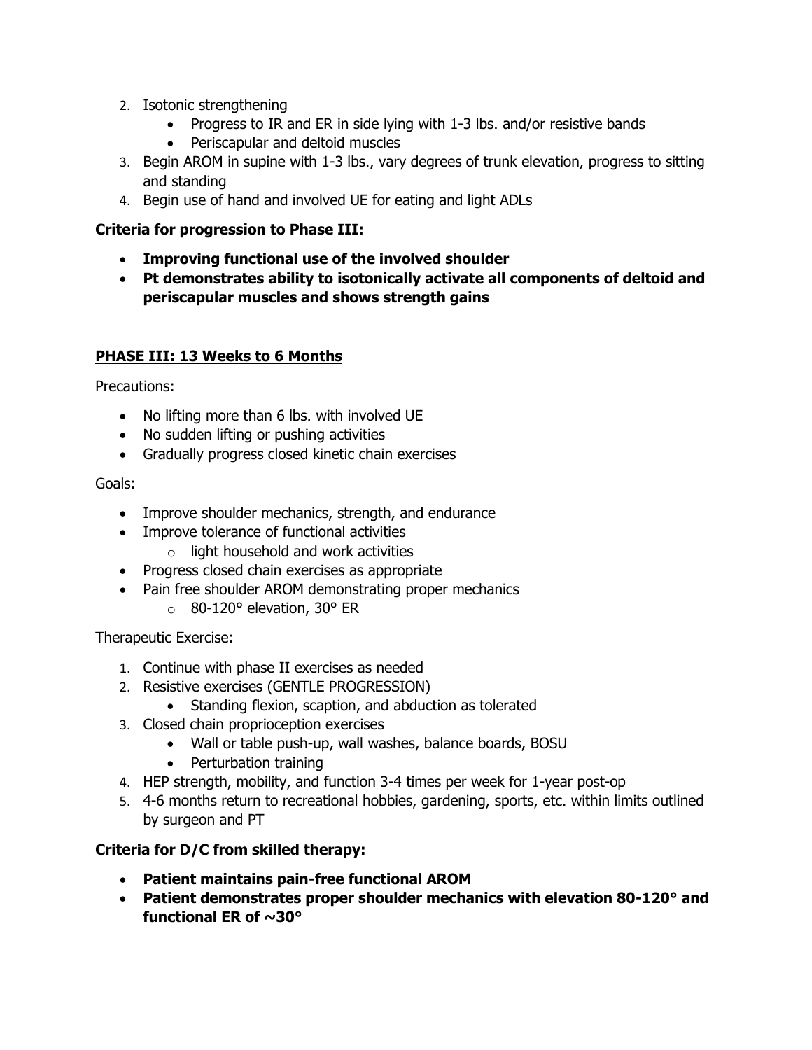2. Isotonic strengthening
    - Progress to IR and ER in side lying with 1-3 lbs. and/or resistive bands
    - Periscapular and deltoid muscles
3. Begin AROM in supine with 1-3 lbs., vary degrees of trunk elevation, progress to sitting and standing
4. Begin use of hand and involved UE for eating and light ADLs

**Criteria for progression to Phase III:**

- **Improving functional use of the involved shoulder**
- **Pt demonstrates ability to isotonically activate all components of deltoid and periscapular muscles and shows strength gains**

## PHASE III: 13 Weeks to 6 Months

Precautions:

- No lifting more than 6 lbs. with involved UE
- No sudden lifting or pushing activities
- Gradually progress closed kinetic chain exercises

Goals:

- Improve shoulder mechanics, strength, and endurance
- Improve tolerance of functional activities
    - light household and work activities
- Progress closed chain exercises as appropriate
- Pain free shoulder AROM demonstrating proper mechanics
    - 80-120° elevation, 30° ER

Therapeutic Exercise:

1. Continue with phase II exercises as needed
2. Resistive exercises (GENTLE PROGRESSION)
    - Standing flexion, scaption, and abduction as tolerated
3. Closed chain proprioception exercises
    - Wall or table push-up, wall washes, balance boards, BOSU
    - Perturbation training
4. HEP strength, mobility, and function 3-4 times per week for 1-year post-op
5. 4-6 months return to recreational hobbies, gardening, sports, etc. within limits outlined by surgeon and PT

**Criteria for D/C from skilled therapy:**

- **Patient maintains pain-free functional AROM**
- **Patient demonstrates proper shoulder mechanics with elevation 80-120° and functional ER of ~30°**